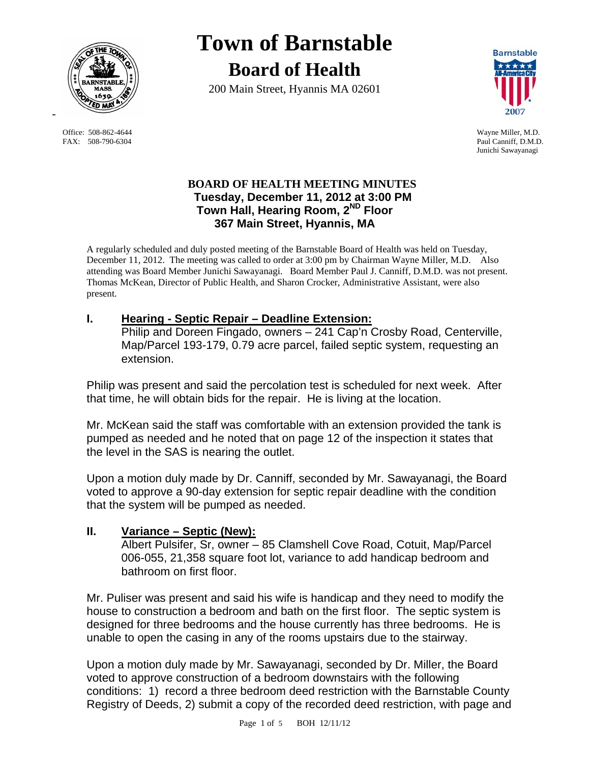# Town of Barnstable

## Board of Health

200 Main Street, Hyannis MA 02601

Office: 508-862-4644
FAX: 508-790-6304

Wayne Miller, M.D.
Paul Canniff, D.M.D.
Junichi Sawayanagi

### BOARD OF HEALTH MEETING MINUTES
### Tuesday, December 11, 2012 at 3:00 PM
### Town Hall, Hearing Room, 2ND Floor
### 367 Main Street, Hyannis, MA

A regularly scheduled and duly posted meeting of the Barnstable Board of Health was held on Tuesday, December 11, 2012. The meeting was called to order at 3:00 pm by Chairman Wayne Miller, M.D. Also attending was Board Member Junichi Sawayanagi. Board Member Paul J. Canniff, D.M.D. was not present. Thomas McKean, Director of Public Health, and Sharon Crocker, Administrative Assistant, were also present.

## I. Hearing - Septic Repair – Deadline Extension:

Philip and Doreen Fingado, owners – 241 Cap'n Crosby Road, Centerville, Map/Parcel 193-179, 0.79 acre parcel, failed septic system, requesting an extension.

Philip was present and said the percolation test is scheduled for next week. After that time, he will obtain bids for the repair. He is living at the location.

Mr. McKean said the staff was comfortable with an extension provided the tank is pumped as needed and he noted that on page 12 of the inspection it states that the level in the SAS is nearing the outlet.

Upon a motion duly made by Dr. Canniff, seconded by Mr. Sawayanagi, the Board voted to approve a 90-day extension for septic repair deadline with the condition that the system will be pumped as needed.

## II. Variance – Septic (New):

Albert Pulsifer, Sr, owner – 85 Clamshell Cove Road, Cotuit, Map/Parcel 006-055, 21,358 square foot lot, variance to add handicap bedroom and bathroom on first floor.

Mr. Puliser was present and said his wife is handicap and they need to modify the house to construction a bedroom and bath on the first floor. The septic system is designed for three bedrooms and the house currently has three bedrooms. He is unable to open the casing in any of the rooms upstairs due to the stairway.

Upon a motion duly made by Mr. Sawayanagi, seconded by Dr. Miller, the Board voted to approve construction of a bedroom downstairs with the following conditions: 1) record a three bedroom deed restriction with the Barnstable County Registry of Deeds, 2) submit a copy of the recorded deed restriction, with page and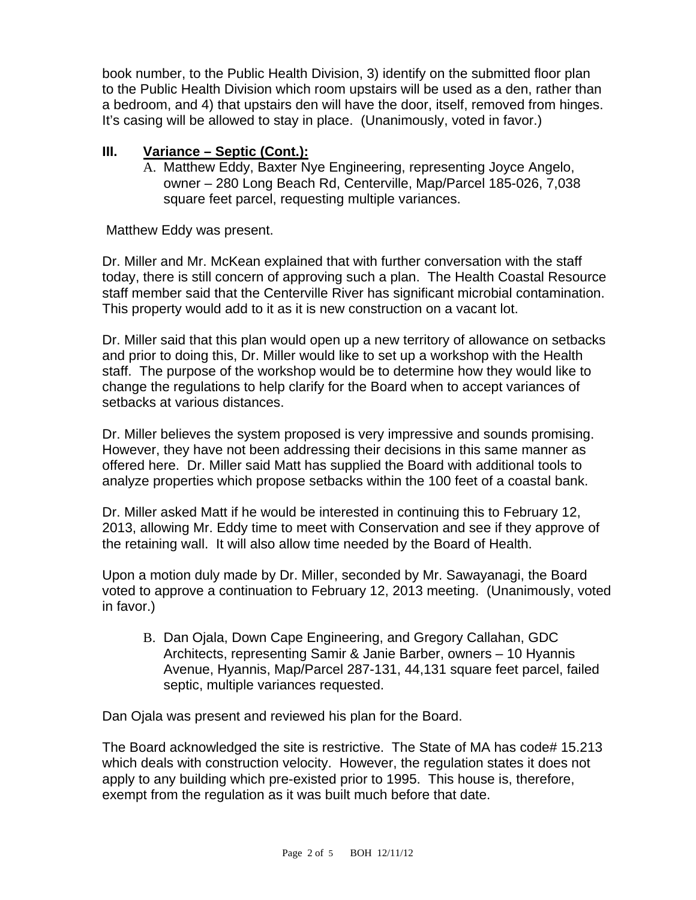book number, to the Public Health Division, 3) identify on the submitted floor plan to the Public Health Division which room upstairs will be used as a den, rather than a bedroom, and 4) that upstairs den will have the door, itself, removed from hinges. It's casing will be allowed to stay in place. (Unanimously, voted in favor.)

## III. Variance – Septic (Cont.):

A. Matthew Eddy, Baxter Nye Engineering, representing Joyce Angelo, owner – 280 Long Beach Rd, Centerville, Map/Parcel 185-026, 7,038 square feet parcel, requesting multiple variances.

Matthew Eddy was present.

Dr. Miller and Mr. McKean explained that with further conversation with the staff today, there is still concern of approving such a plan. The Health Coastal Resource staff member said that the Centerville River has significant microbial contamination. This property would add to it as it is new construction on a vacant lot.

Dr. Miller said that this plan would open up a new territory of allowance on setbacks and prior to doing this, Dr. Miller would like to set up a workshop with the Health staff. The purpose of the workshop would be to determine how they would like to change the regulations to help clarify for the Board when to accept variances of setbacks at various distances.

Dr. Miller believes the system proposed is very impressive and sounds promising. However, they have not been addressing their decisions in this same manner as offered here. Dr. Miller said Matt has supplied the Board with additional tools to analyze properties which propose setbacks within the 100 feet of a coastal bank.

Dr. Miller asked Matt if he would be interested in continuing this to February 12, 2013, allowing Mr. Eddy time to meet with Conservation and see if they approve of the retaining wall. It will also allow time needed by the Board of Health.

Upon a motion duly made by Dr. Miller, seconded by Mr. Sawayanagi, the Board voted to approve a continuation to February 12, 2013 meeting. (Unanimously, voted in favor.)

B. Dan Ojala, Down Cape Engineering, and Gregory Callahan, GDC Architects, representing Samir & Janie Barber, owners – 10 Hyannis Avenue, Hyannis, Map/Parcel 287-131, 44,131 square feet parcel, failed septic, multiple variances requested.

Dan Ojala was present and reviewed his plan for the Board.

The Board acknowledged the site is restrictive. The State of MA has code# 15.213 which deals with construction velocity. However, the regulation states it does not apply to any building which pre-existed prior to 1995. This house is, therefore, exempt from the regulation as it was built much before that date.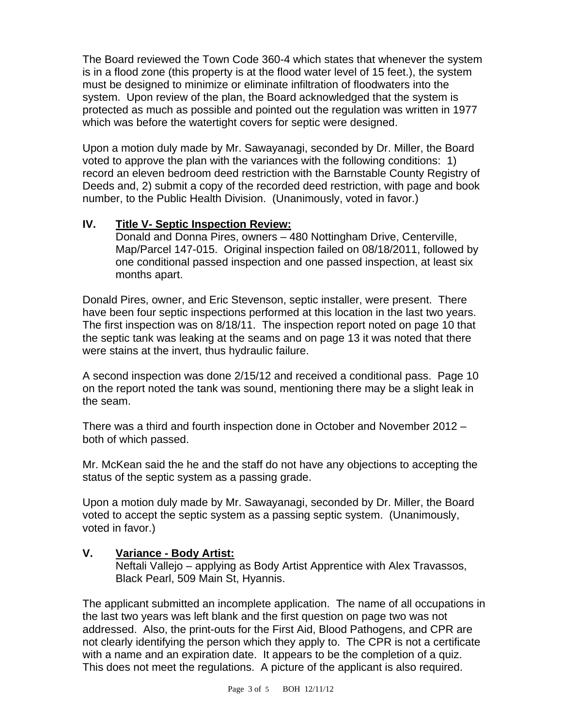The Board reviewed the Town Code 360-4 which states that whenever the system is in a flood zone (this property is at the flood water level of 15 feet.), the system must be designed to minimize or eliminate infiltration of floodwaters into the system. Upon review of the plan, the Board acknowledged that the system is protected as much as possible and pointed out the regulation was written in 1977 which was before the watertight covers for septic were designed.

Upon a motion duly made by Mr. Sawayanagi, seconded by Dr. Miller, the Board voted to approve the plan with the variances with the following conditions: 1) record an eleven bedroom deed restriction with the Barnstable County Registry of Deeds and, 2) submit a copy of the recorded deed restriction, with page and book number, to the Public Health Division. (Unanimously, voted in favor.)

## IV. <u>Title V- Septic Inspection Review:</u>

Donald and Donna Pires, owners – 480 Nottingham Drive, Centerville, Map/Parcel 147-015. Original inspection failed on 08/18/2011, followed by one conditional passed inspection and one passed inspection, at least six months apart.

Donald Pires, owner, and Eric Stevenson, septic installer, were present. There have been four septic inspections performed at this location in the last two years. The first inspection was on 8/18/11. The inspection report noted on page 10 that the septic tank was leaking at the seams and on page 13 it was noted that there were stains at the invert, thus hydraulic failure.

A second inspection was done 2/15/12 and received a conditional pass. Page 10 on the report noted the tank was sound, mentioning there may be a slight leak in the seam.

There was a third and fourth inspection done in October and November 2012 – both of which passed.

Mr. McKean said the he and the staff do not have any objections to accepting the status of the septic system as a passing grade.

Upon a motion duly made by Mr. Sawayanagi, seconded by Dr. Miller, the Board voted to accept the septic system as a passing septic system. (Unanimously, voted in favor.)

## V. <u>Variance - Body Artist:</u>

Neftali Vallejo – applying as Body Artist Apprentice with Alex Travassos, Black Pearl, 509 Main St, Hyannis.

The applicant submitted an incomplete application. The name of all occupations in the last two years was left blank and the first question on page two was not addressed. Also, the print-outs for the First Aid, Blood Pathogens, and CPR are not clearly identifying the person which they apply to. The CPR is not a certificate with a name and an expiration date. It appears to be the completion of a quiz. This does not meet the regulations. A picture of the applicant is also required.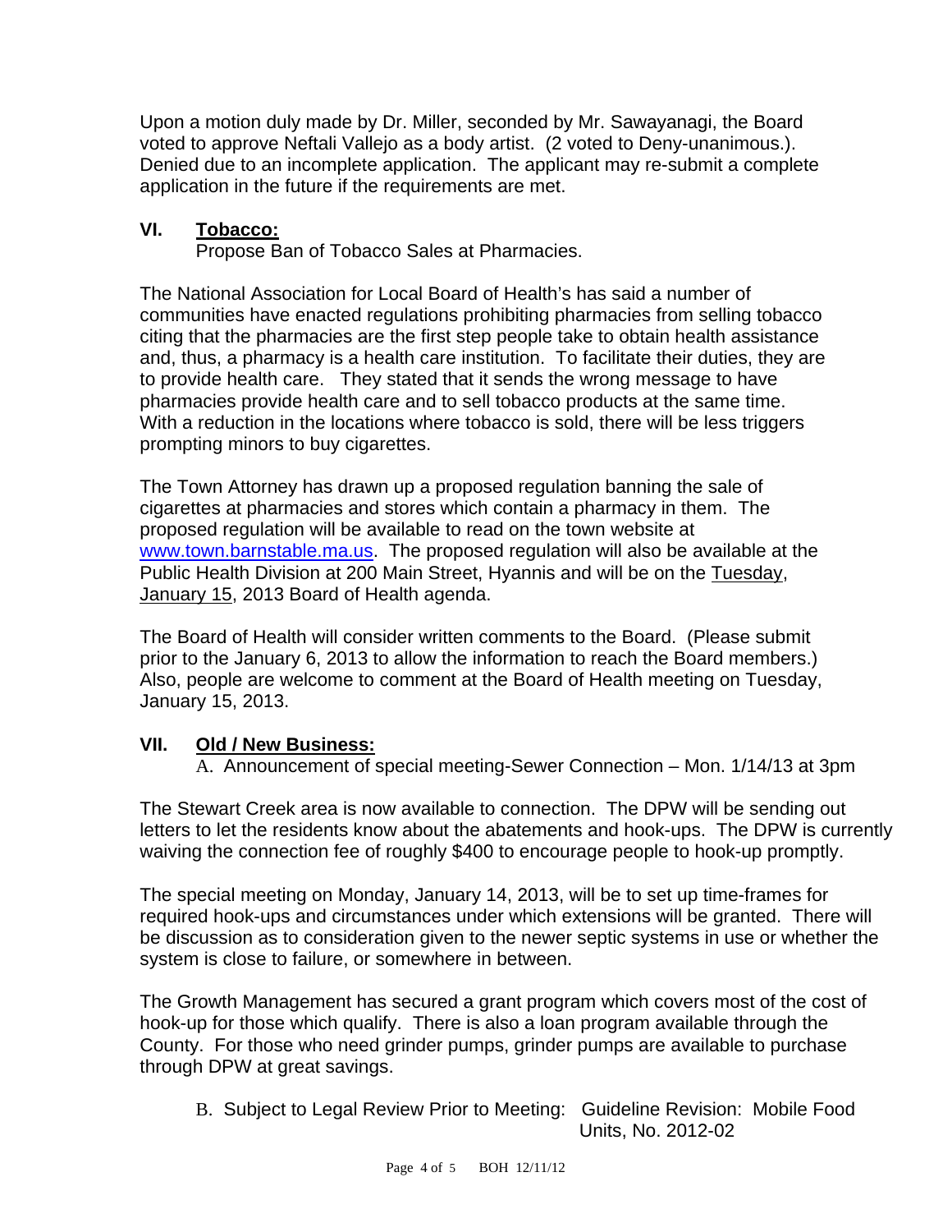Upon a motion duly made by Dr. Miller, seconded by Mr. Sawayanagi, the Board voted to approve Neftali Vallejo as a body artist. (2 voted to Deny-unanimous.). Denied due to an incomplete application. The applicant may re-submit a complete application in the future if the requirements are met.

## VI. Tobacco:

Propose Ban of Tobacco Sales at Pharmacies.

The National Association for Local Board of Health's has said a number of communities have enacted regulations prohibiting pharmacies from selling tobacco citing that the pharmacies are the first step people take to obtain health assistance and, thus, a pharmacy is a health care institution. To facilitate their duties, they are to provide health care. They stated that it sends the wrong message to have pharmacies provide health care and to sell tobacco products at the same time. With a reduction in the locations where tobacco is sold, there will be less triggers prompting minors to buy cigarettes.

The Town Attorney has drawn up a proposed regulation banning the sale of cigarettes at pharmacies and stores which contain a pharmacy in them. The proposed regulation will be available to read on the town website at www.town.barnstable.ma.us. The proposed regulation will also be available at the Public Health Division at 200 Main Street, Hyannis and will be on the Tuesday, January 15, 2013 Board of Health agenda.

The Board of Health will consider written comments to the Board. (Please submit prior to the January 6, 2013 to allow the information to reach the Board members.) Also, people are welcome to comment at the Board of Health meeting on Tuesday, January 15, 2013.

## VII. Old / New Business:

A. Announcement of special meeting-Sewer Connection – Mon. 1/14/13 at 3pm

The Stewart Creek area is now available to connection. The DPW will be sending out letters to let the residents know about the abatements and hook-ups. The DPW is currently waiving the connection fee of roughly $400 to encourage people to hook-up promptly.

The special meeting on Monday, January 14, 2013, will be to set up time-frames for required hook-ups and circumstances under which extensions will be granted. There will be discussion as to consideration given to the newer septic systems in use or whether the system is close to failure, or somewhere in between.

The Growth Management has secured a grant program which covers most of the cost of hook-up for those which qualify. There is also a loan program available through the County. For those who need grinder pumps, grinder pumps are available to purchase through DPW at great savings.

B. Subject to Legal Review Prior to Meeting: Guideline Revision: Mobile Food Units, No. 2012-02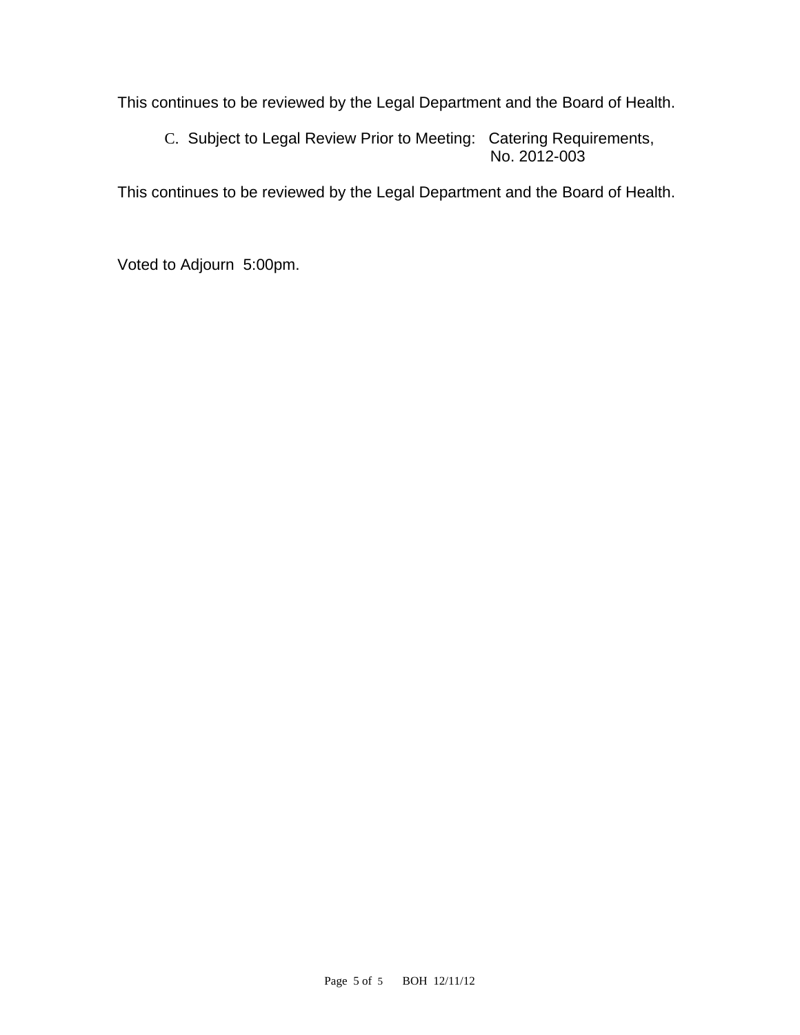This continues to be reviewed by the Legal Department and the Board of Health.

C. Subject to Legal Review Prior to Meeting: Catering Requirements, No. 2012-003

This continues to be reviewed by the Legal Department and the Board of Health.

Voted to Adjourn 5:00pm.